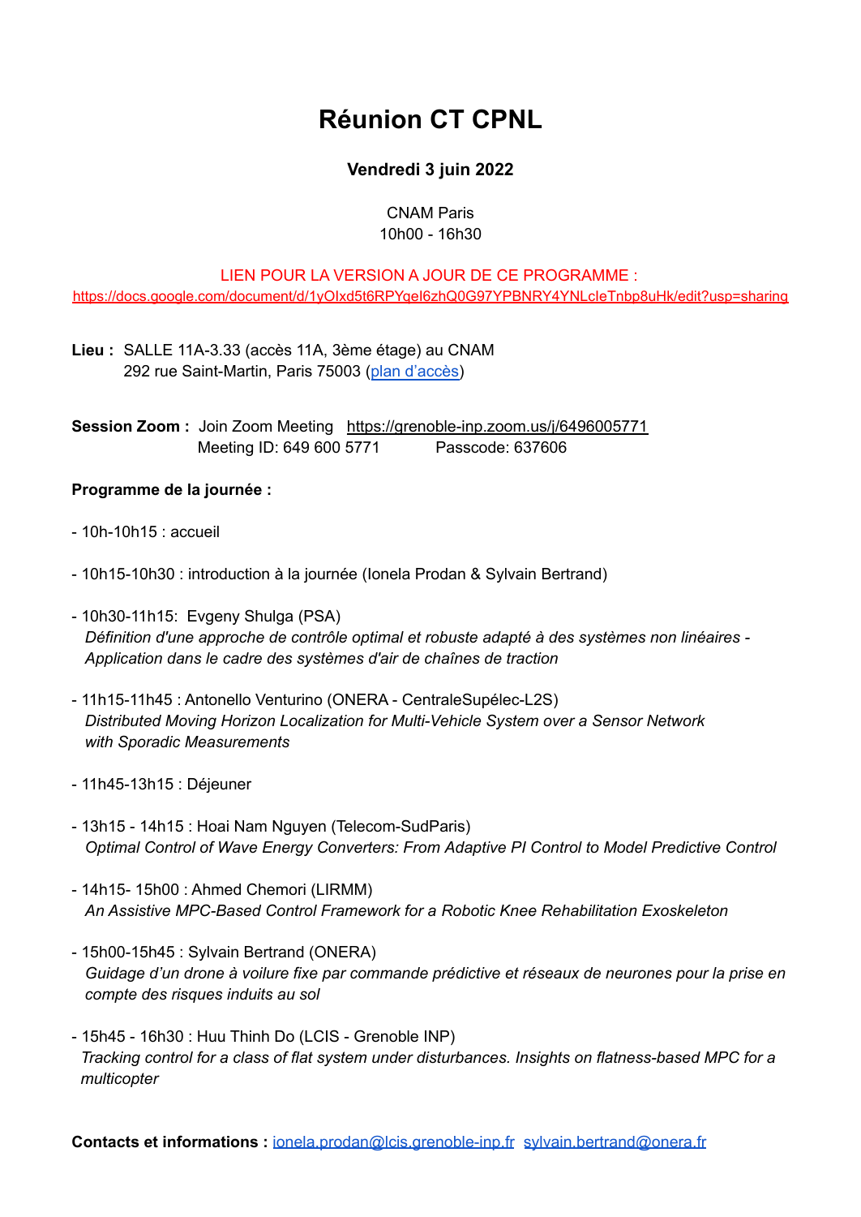# Réunion CT CPNL

**Vendredi 3 juin 2022**

CNAM Paris
10h00 - 16h30

LIEN POUR LA VERSION A JOUR DE CE PROGRAMME :
https://docs.google.com/document/d/1yOIxd5t6RPYgel6zhQ0G97YPBNRY4YNLcleTnbp8uHk/edit?usp=sharing

**Lieu :** SALLE 11A-3.33 (accès 11A, 3ème étage) au CNAM
292 rue Saint-Martin, Paris 75003 (plan d'accès)

**Session Zoom :** Join Zoom Meeting https://grenoble-inp.zoom.us/j/6496005771
Meeting ID: 649 600 5771 Passcode: 637606

**Programme de la journée :**

- 10h-10h15 : accueil

- 10h15-10h30 : introduction à la journée (Ionela Prodan & Sylvain Bertrand)

- 10h30-11h15: Evgeny Shulga (PSA)
  *Définition d'une approche de contrôle optimal et robuste adapté à des systèmes non linéaires - Application dans le cadre des systèmes d'air de chaînes de traction*

- 11h15-11h45 : Antonello Venturino (ONERA - CentraleSupélec-L2S)
  *Distributed Moving Horizon Localization for Multi-Vehicle System over a Sensor Network with Sporadic Measurements*

- 11h45-13h15 : Déjeuner

- 13h15 - 14h15 : Hoai Nam Nguyen (Telecom-SudParis)
  *Optimal Control of Wave Energy Converters: From Adaptive PI Control to Model Predictive Control*

- 14h15- 15h00 : Ahmed Chemori (LIRMM)
  *An Assistive MPC-Based Control Framework for a Robotic Knee Rehabilitation Exoskeleton*

- 15h00-15h45 : Sylvain Bertrand (ONERA)
  *Guidage d'un drone à voilure fixe par commande prédictive et réseaux de neurones pour la prise en compte des risques induits au sol*

- 15h45 - 16h30 : Huu Thinh Do (LCIS - Grenoble INP)
  *Tracking control for a class of flat system under disturbances. Insights on flatness-based MPC for a multicopter*

**Contacts et informations :** ionela.prodan@lcis.grenoble-inp.fr sylvain.bertrand@onera.fr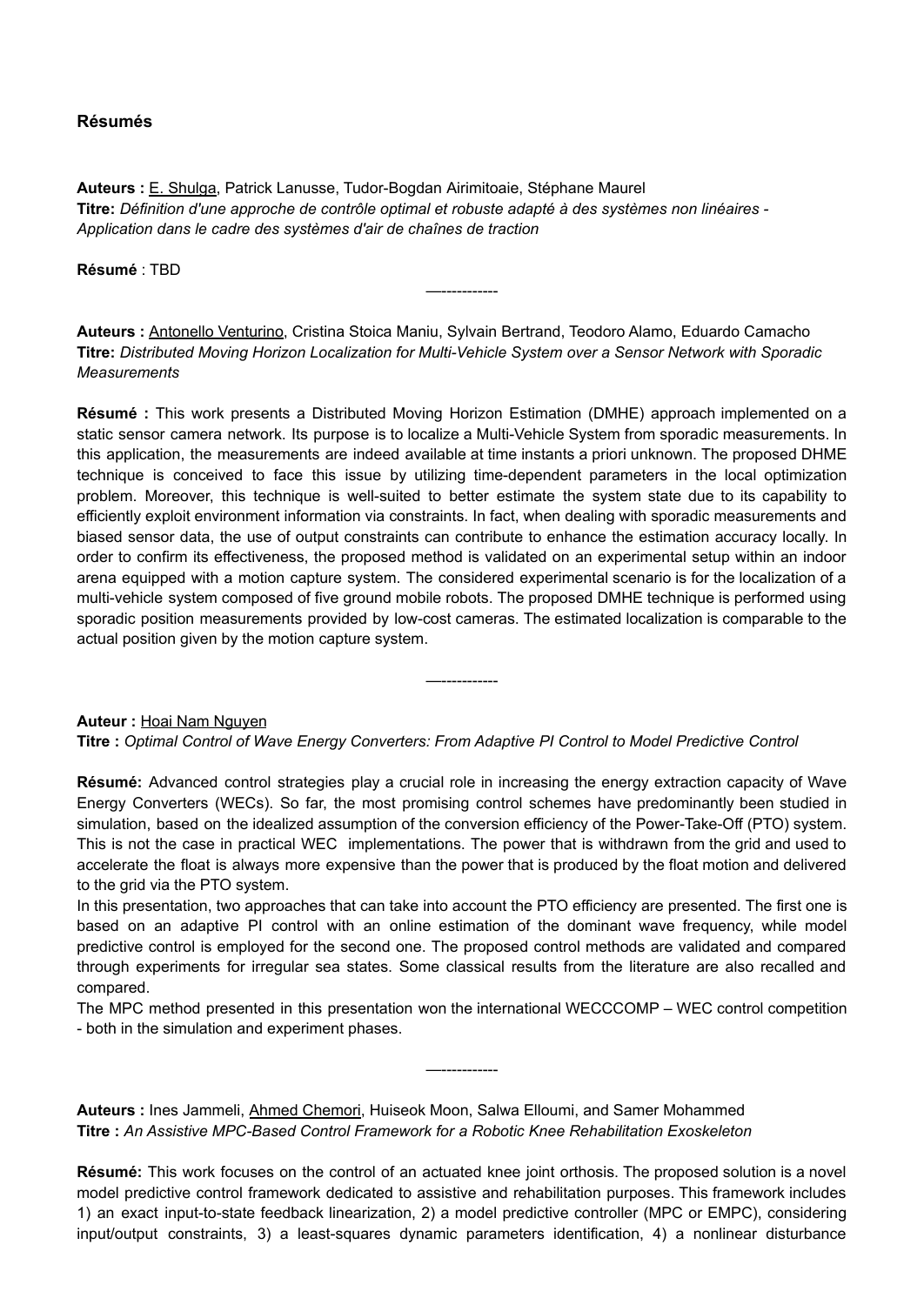## Résumés

**Auteurs :** E. Shulga, Patrick Lanusse, Tudor-Bogdan Airimitoaie, Stéphane Maurel
**Titre:** *Définition d'une approche de contrôle optimal et robuste adapté à des systèmes non linéaires - Application dans le cadre des systèmes d'air de chaînes de traction*

**Résumé** : TBD

—-----------

**Auteurs :** Antonello Venturino, Cristina Stoica Maniu, Sylvain Bertrand, Teodoro Alamo, Eduardo Camacho
**Titre:** *Distributed Moving Horizon Localization for Multi-Vehicle System over a Sensor Network with Sporadic Measurements*

**Résumé :** This work presents a Distributed Moving Horizon Estimation (DMHE) approach implemented on a static sensor camera network. Its purpose is to localize a Multi-Vehicle System from sporadic measurements. In this application, the measurements are indeed available at time instants a priori unknown. The proposed DHME technique is conceived to face this issue by utilizing time-dependent parameters in the local optimization problem. Moreover, this technique is well-suited to better estimate the system state due to its capability to efficiently exploit environment information via constraints. In fact, when dealing with sporadic measurements and biased sensor data, the use of output constraints can contribute to enhance the estimation accuracy locally. In order to confirm its effectiveness, the proposed method is validated on an experimental setup within an indoor arena equipped with a motion capture system. The considered experimental scenario is for the localization of a multi-vehicle system composed of five ground mobile robots. The proposed DMHE technique is performed using sporadic position measurements provided by low-cost cameras. The estimated localization is comparable to the actual position given by the motion capture system.

—-----------

**Auteur :** Hoai Nam Nguyen
**Titre :** *Optimal Control of Wave Energy Converters: From Adaptive PI Control to Model Predictive Control*

**Résumé:** Advanced control strategies play a crucial role in increasing the energy extraction capacity of Wave Energy Converters (WECs). So far, the most promising control schemes have predominantly been studied in simulation, based on the idealized assumption of the conversion efficiency of the Power-Take-Off (PTO) system. This is not the case in practical WEC implementations. The power that is withdrawn from the grid and used to accelerate the float is always more expensive than the power that is produced by the float motion and delivered to the grid via the PTO system.
In this presentation, two approaches that can take into account the PTO efficiency are presented. The first one is based on an adaptive PI control with an online estimation of the dominant wave frequency, while model predictive control is employed for the second one. The proposed control methods are validated and compared through experiments for irregular sea states. Some classical results from the literature are also recalled and compared.
The MPC method presented in this presentation won the international WECCCOMP – WEC control competition - both in the simulation and experiment phases.

—-----------

**Auteurs :** Ines Jammeli, Ahmed Chemori, Huiseok Moon, Salwa Elloumi, and Samer Mohammed
**Titre :** *An Assistive MPC-Based Control Framework for a Robotic Knee Rehabilitation Exoskeleton*

**Résumé:** This work focuses on the control of an actuated knee joint orthosis. The proposed solution is a novel model predictive control framework dedicated to assistive and rehabilitation purposes. This framework includes 1) an exact input-to-state feedback linearization, 2) a model predictive controller (MPC or EMPC), considering input/output constraints, 3) a least-squares dynamic parameters identification, 4) a nonlinear disturbance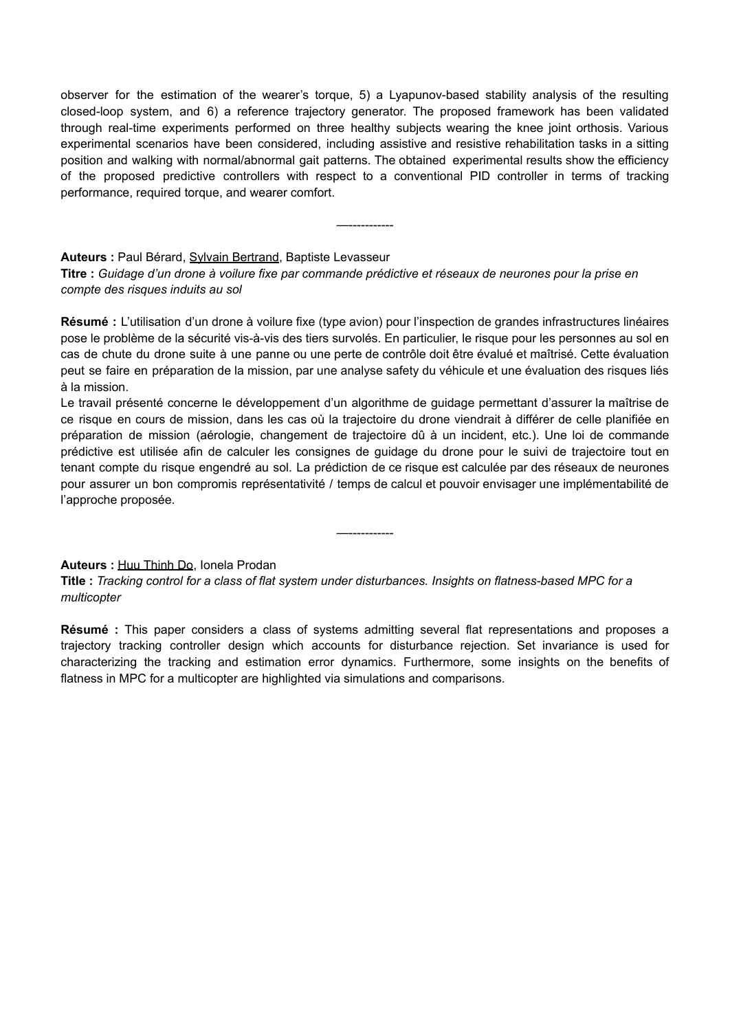observer for the estimation of the wearer's torque, 5) a Lyapunov-based stability analysis of the resulting closed-loop system, and 6) a reference trajectory generator. The proposed framework has been validated through real-time experiments performed on three healthy subjects wearing the knee joint orthosis. Various experimental scenarios have been considered, including assistive and resistive rehabilitation tasks in a sitting position and walking with normal/abnormal gait patterns. The obtained experimental results show the efficiency of the proposed predictive controllers with respect to a conventional PID controller in terms of tracking performance, required torque, and wearer comfort.

—-----------

**Auteurs :** Paul Bérard, Sylvain Bertrand, Baptiste Levasseur
**Titre :** *Guidage d'un drone à voilure fixe par commande prédictive et réseaux de neurones pour la prise en compte des risques induits au sol*

**Résumé :** L'utilisation d'un drone à voilure fixe (type avion) pour l'inspection de grandes infrastructures linéaires pose le problème de la sécurité vis-à-vis des tiers survolés. En particulier, le risque pour les personnes au sol en cas de chute du drone suite à une panne ou une perte de contrôle doit être évalué et maîtrisé. Cette évaluation peut se faire en préparation de la mission, par une analyse safety du véhicule et une évaluation des risques liés à la mission.
Le travail présenté concerne le développement d'un algorithme de guidage permettant d'assurer la maîtrise de ce risque en cours de mission, dans les cas où la trajectoire du drone viendrait à différer de celle planifiée en préparation de mission (aérologie, changement de trajectoire dû à un incident, etc.). Une loi de commande prédictive est utilisée afin de calculer les consignes de guidage du drone pour le suivi de trajectoire tout en tenant compte du risque engendré au sol. La prédiction de ce risque est calculée par des réseaux de neurones pour assurer un bon compromis représentativité / temps de calcul et pouvoir envisager une implémentabilité de l'approche proposée.

—-----------

**Auteurs :** Huu Thinh Do, Ionela Prodan
**Title :** *Tracking control for a class of flat system under disturbances. Insights on flatness-based MPC for a multicopter*

**Résumé :** This paper considers a class of systems admitting several flat representations and proposes a trajectory tracking controller design which accounts for disturbance rejection. Set invariance is used for characterizing the tracking and estimation error dynamics. Furthermore, some insights on the benefits of flatness in MPC for a multicopter are highlighted via simulations and comparisons.